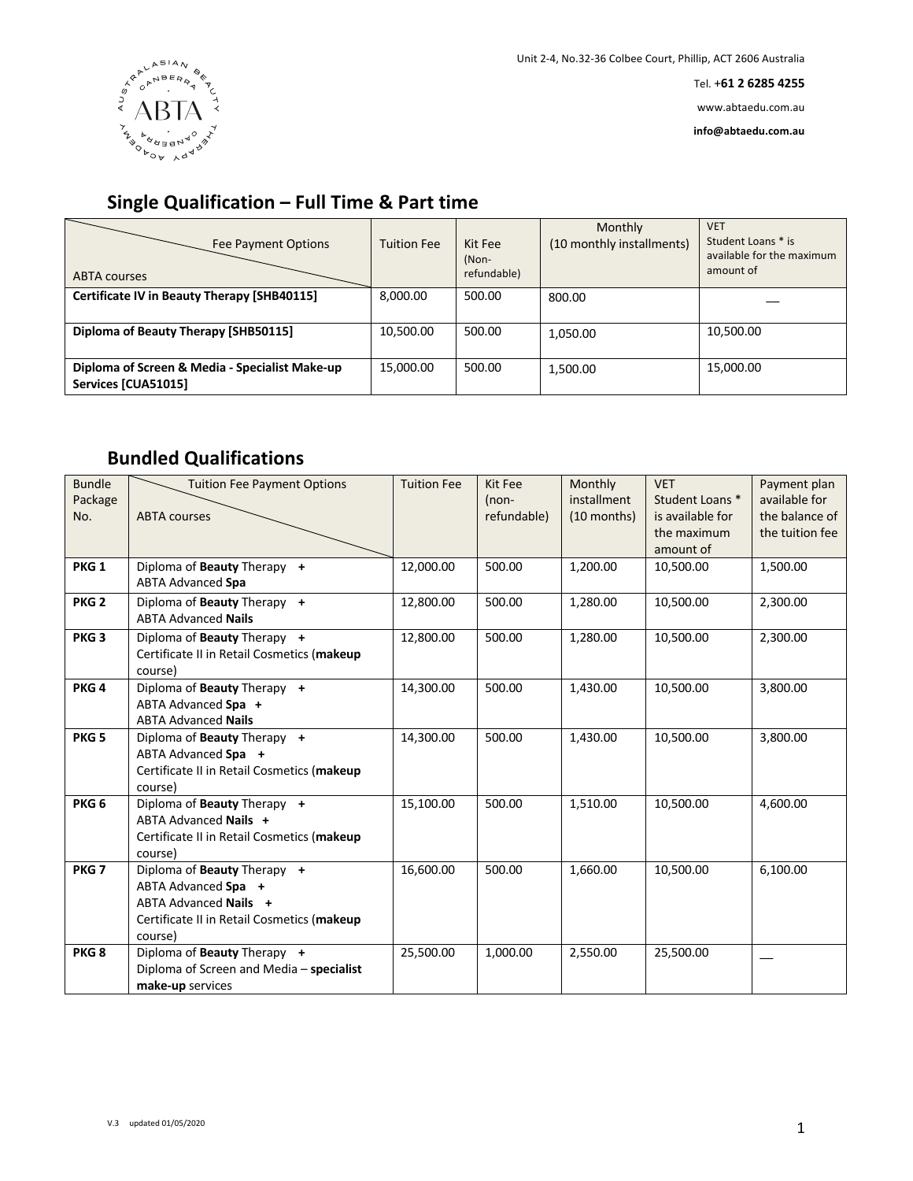Unit 2-4, No.32-36 Colbee Court, Phillip, ACT 2606 Australia

Tel. **+61 2 6285 4255**

www.abtaedu.com.au

**info@abtaedu.com.au**

## Single Qualification – Full Time & Part time

| Fee Payment Options / ABTA courses | Tuition Fee | Kit Fee (Non-refundable) | Monthly (10 monthly installments) | VET Student Loans * is available for the maximum amount of |
|---|---|---|---|---|
| **Certificate IV in Beauty Therapy [SHB40115]** | 8,000.00 | 500.00 | 800.00 | — |
| **Diploma of Beauty Therapy [SHB50115]** | 10,500.00 | 500.00 | 1,050.00 | 10,500.00 |
| **Diploma of Screen & Media - Specialist Make-up Services [CUA51015]** | 15,000.00 | 500.00 | 1,500.00 | 15,000.00 |

## Bundled Qualifications

| Bundle Package No. | Tuition Fee Payment Options / ABTA courses | Tuition Fee | Kit Fee (non-refundable) | Monthly installment (10 months) | VET Student Loans * is available for the maximum amount of | Payment plan available for the balance of the tuition fee |
|---|---|---|---|---|---|---|
| **PKG 1** | Diploma of **Beauty** Therapy **+** ABTA Advanced **Spa** | 12,000.00 | 500.00 | 1,200.00 | 10,500.00 | 1,500.00 |
| **PKG 2** | Diploma of **Beauty** Therapy **+** ABTA Advanced **Nails** | 12,800.00 | 500.00 | 1,280.00 | 10,500.00 | 2,300.00 |
| **PKG 3** | Diploma of **Beauty** Therapy **+** Certificate II in Retail Cosmetics (**makeup** course) | 12,800.00 | 500.00 | 1,280.00 | 10,500.00 | 2,300.00 |
| **PKG 4** | Diploma of **Beauty** Therapy **+** ABTA Advanced **Spa** **+** ABTA Advanced **Nails** | 14,300.00 | 500.00 | 1,430.00 | 10,500.00 | 3,800.00 |
| **PKG 5** | Diploma of **Beauty** Therapy **+** ABTA Advanced **Spa** **+** Certificate II in Retail Cosmetics (**makeup** course) | 14,300.00 | 500.00 | 1,430.00 | 10,500.00 | 3,800.00 |
| **PKG 6** | Diploma of **Beauty** Therapy **+** ABTA Advanced **Nails** **+** Certificate II in Retail Cosmetics (**makeup** course) | 15,100.00 | 500.00 | 1,510.00 | 10,500.00 | 4,600.00 |
| **PKG 7** | Diploma of **Beauty** Therapy **+** ABTA Advanced **Spa** **+** ABTA Advanced **Nails** **+** Certificate II in Retail Cosmetics (**makeup** course) | 16,600.00 | 500.00 | 1,660.00 | 10,500.00 | 6,100.00 |
| **PKG 8** | Diploma of **Beauty** Therapy **+** Diploma of Screen and Media – **specialist make-up** services | 25,500.00 | 1,000.00 | 2,550.00 | 25,500.00 | — |

V.3 updated 01/05/2020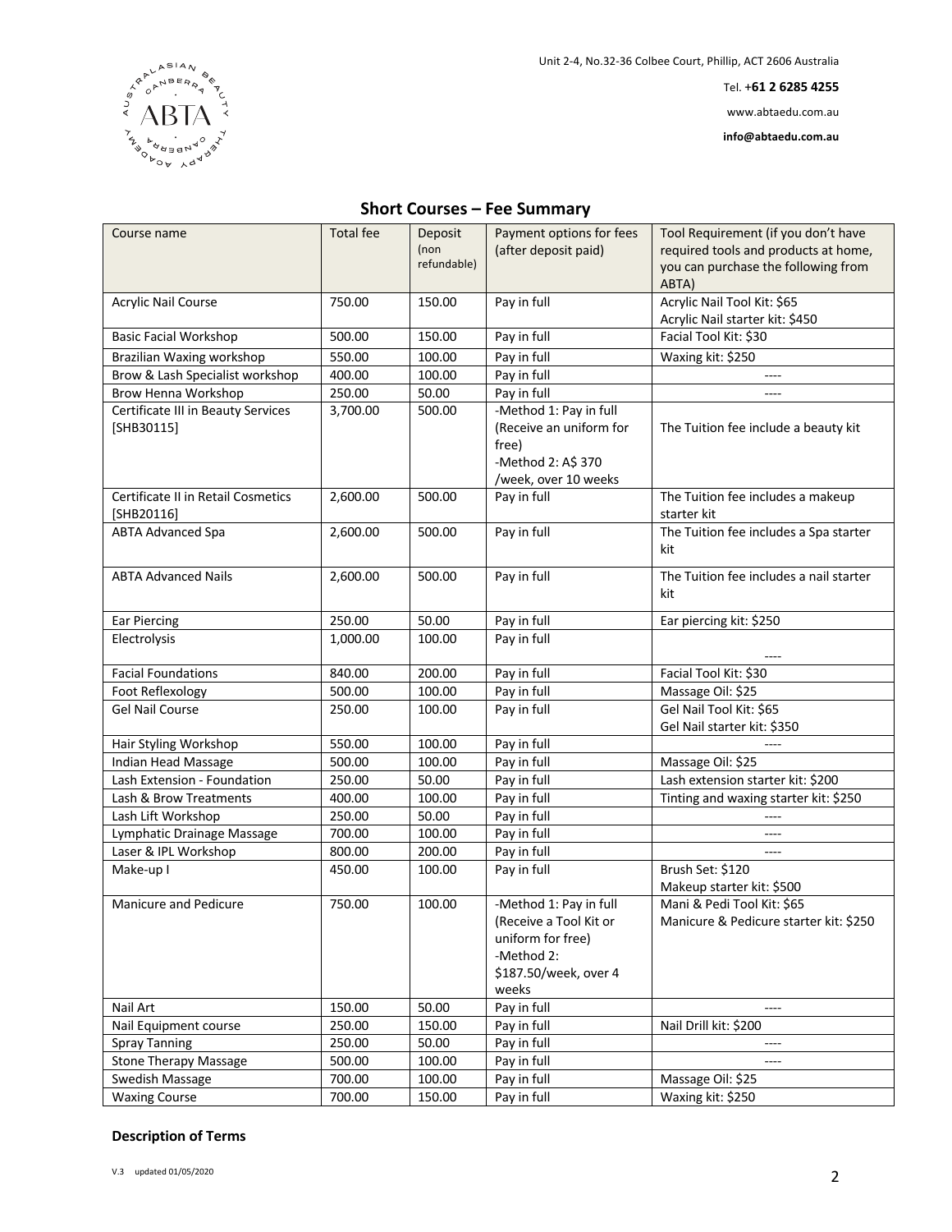Unit 2-4, No.32-36 Colbee Court, Phillip, ACT 2606 Australia

Tel. **+61 2 6285 4255**

www.abtaedu.com.au

**info@abtaedu.com.au**

## Short Courses – Fee Summary

| Course name | Total fee | Deposit (non refundable) | Payment options for fees (after deposit paid) | Tool Requirement (if you don't have required tools and products at home, you can purchase the following from ABTA) |
|---|---|---|---|---|
| Acrylic Nail Course | 750.00 | 150.00 | Pay in full | Acrylic Nail Tool Kit: $65<br>Acrylic Nail starter kit: $450 |
| Basic Facial Workshop | 500.00 | 150.00 | Pay in full | Facial Tool Kit: $30 |
| Brazilian Waxing workshop | 550.00 | 100.00 | Pay in full | Waxing kit: $250 |
| Brow & Lash Specialist workshop | 400.00 | 100.00 | Pay in full | ---- |
| Brow Henna Workshop | 250.00 | 50.00 | Pay in full | ---- |
| Certificate III in Beauty Services [SHB30115] | 3,700.00 | 500.00 | -Method 1: Pay in full (Receive an uniform for free)<br>-Method 2: A$ 370 /week, over 10 weeks | The Tuition fee include a beauty kit |
| Certificate II in Retail Cosmetics [SHB20116] | 2,600.00 | 500.00 | Pay in full | The Tuition fee includes a makeup starter kit |
| ABTA Advanced Spa | 2,600.00 | 500.00 | Pay in full | The Tuition fee includes a Spa starter kit |
| ABTA Advanced Nails | 2,600.00 | 500.00 | Pay in full | The Tuition fee includes a nail starter kit |
| Ear Piercing | 250.00 | 50.00 | Pay in full | Ear piercing kit: $250 |
| Electrolysis | 1,000.00 | 100.00 | Pay in full | ---- |
| Facial Foundations | 840.00 | 200.00 | Pay in full | Facial Tool Kit: $30 |
| Foot Reflexology | 500.00 | 100.00 | Pay in full | Massage Oil: $25 |
| Gel Nail Course | 250.00 | 100.00 | Pay in full | Gel Nail Tool Kit: $65<br>Gel Nail starter kit: $350 |
| Hair Styling Workshop | 550.00 | 100.00 | Pay in full | ---- |
| Indian Head Massage | 500.00 | 100.00 | Pay in full | Massage Oil: $25 |
| Lash Extension - Foundation | 250.00 | 50.00 | Pay in full | Lash extension starter kit: $200 |
| Lash & Brow Treatments | 400.00 | 100.00 | Pay in full | Tinting and waxing starter kit: $250 |
| Lash Lift Workshop | 250.00 | 50.00 | Pay in full | ---- |
| Lymphatic Drainage Massage | 700.00 | 100.00 | Pay in full | ---- |
| Laser & IPL Workshop | 800.00 | 200.00 | Pay in full | ---- |
| Make-up I | 450.00 | 100.00 | Pay in full | Brush Set: $120<br>Makeup starter kit: $500 |
| Manicure and Pedicure | 750.00 | 100.00 | -Method 1: Pay in full (Receive a Tool Kit or uniform for free)<br>-Method 2: $187.50/week, over 4 weeks | Mani & Pedi Tool Kit: $65<br>Manicure & Pedicure starter kit: $250 |
| Nail Art | 150.00 | 50.00 | Pay in full | ---- |
| Nail Equipment course | 250.00 | 150.00 | Pay in full | Nail Drill kit: $200 |
| Spray Tanning | 250.00 | 50.00 | Pay in full | ---- |
| Stone Therapy Massage | 500.00 | 100.00 | Pay in full | ---- |
| Swedish Massage | 700.00 | 100.00 | Pay in full | Massage Oil: $25 |
| Waxing Course | 700.00 | 150.00 | Pay in full | Waxing kit: $250 |

**Description of Terms**

V.3 updated 01/05/2020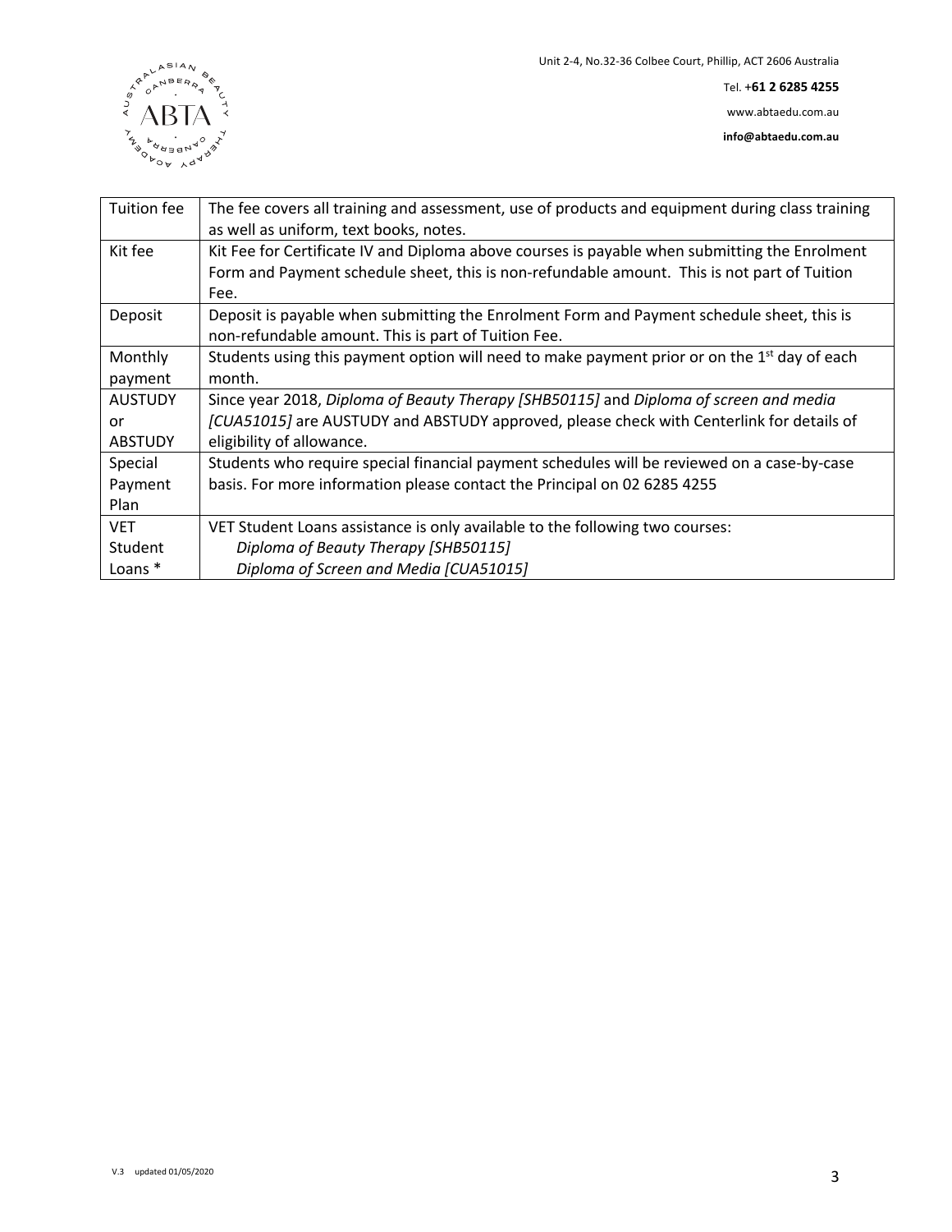| | |
|---|---|
| Tuition fee | The fee covers all training and assessment, use of products and equipment during class training as well as uniform, text books, notes. |
| Kit fee | Kit Fee for Certificate IV and Diploma above courses is payable when submitting the Enrolment Form and Payment schedule sheet, this is non-refundable amount. This is not part of Tuition Fee. |
| Deposit | Deposit is payable when submitting the Enrolment Form and Payment schedule sheet, this is non-refundable amount. This is part of Tuition Fee. |
| Monthly payment | Students using this payment option will need to make payment prior or on the 1st day of each month. |
| AUSTUDY or ABSTUDY | Since year 2018, *Diploma of Beauty Therapy [SHB50115]* and *Diploma of screen and media [CUA51015]* are AUSTUDY and ABSTUDY approved, please check with Centerlink for details of eligibility of allowance. |
| Special Payment Plan | Students who require special financial payment schedules will be reviewed on a case-by-case basis. For more information please contact the Principal on 02 6285 4255 |
| VET Student Loans * | VET Student Loans assistance is only available to the following two courses:<br>*Diploma of Beauty Therapy [SHB50115]*<br>*Diploma of Screen and Media [CUA51015]* |